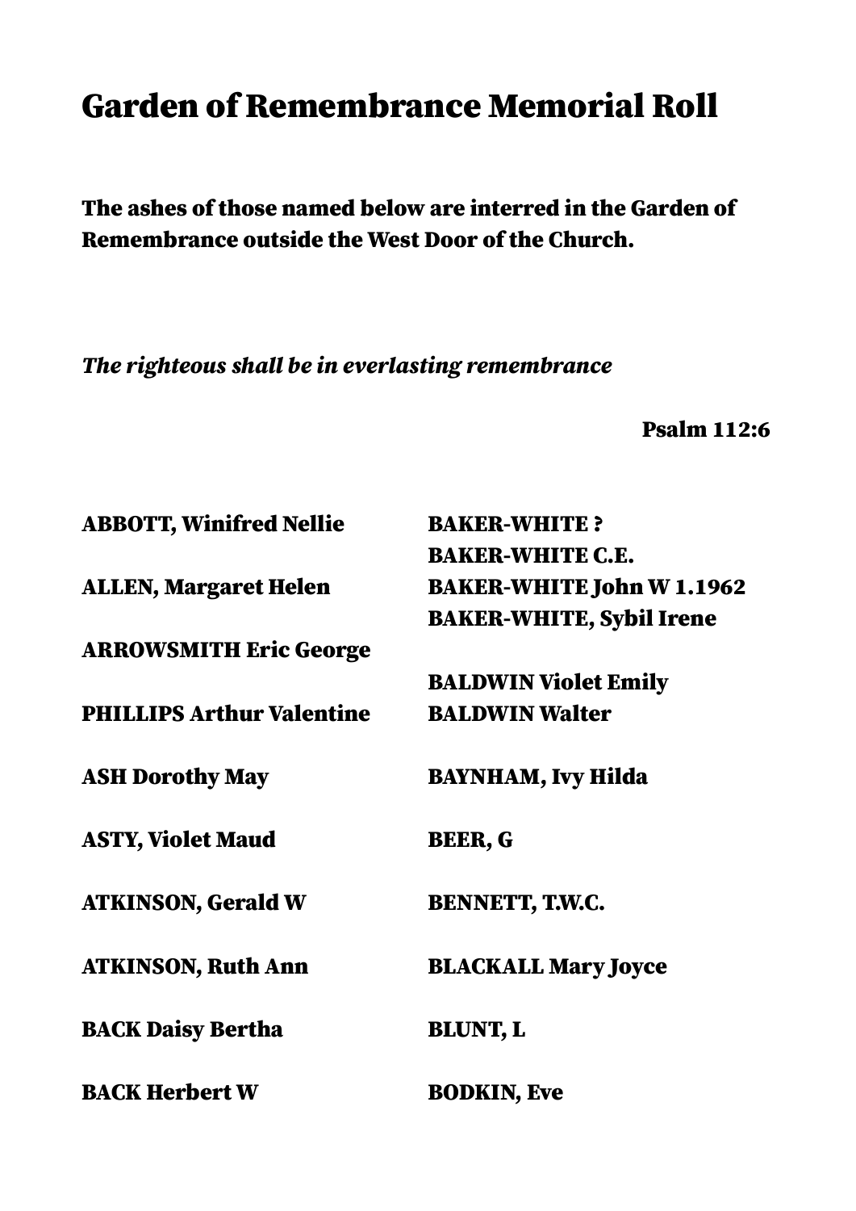# Garden of Remembrance Memorial Roll

**The ashes of those named below are interred in the Garden of Remembrance outside the West Door of the Church.**

***The righteous shall be in everlasting remembrance***

**Psalm 112:6**

**ABBOTT, Winifred Nellie**

**ALLEN, Margaret Helen**

**ARROWSMITH Eric George**

**PHILLIPS Arthur Valentine**

**ASH Dorothy May**

**ASTY, Violet Maud**

**ATKINSON, Gerald W**

**ATKINSON, Ruth Ann**

**BACK Daisy Bertha**

**BACK Herbert W**

**BAKER-WHITE ?**
**BAKER-WHITE C.E.**
**BAKER-WHITE John W 1.1962**
**BAKER-WHITE, Sybil Irene**

**BALDWIN Violet Emily**
**BALDWIN Walter**

**BAYNHAM, Ivy Hilda**

**BEER, G**

**BENNETT, T.W.C.**

**BLACKALL Mary Joyce**

**BLUNT, L**

**BODKIN, Eve**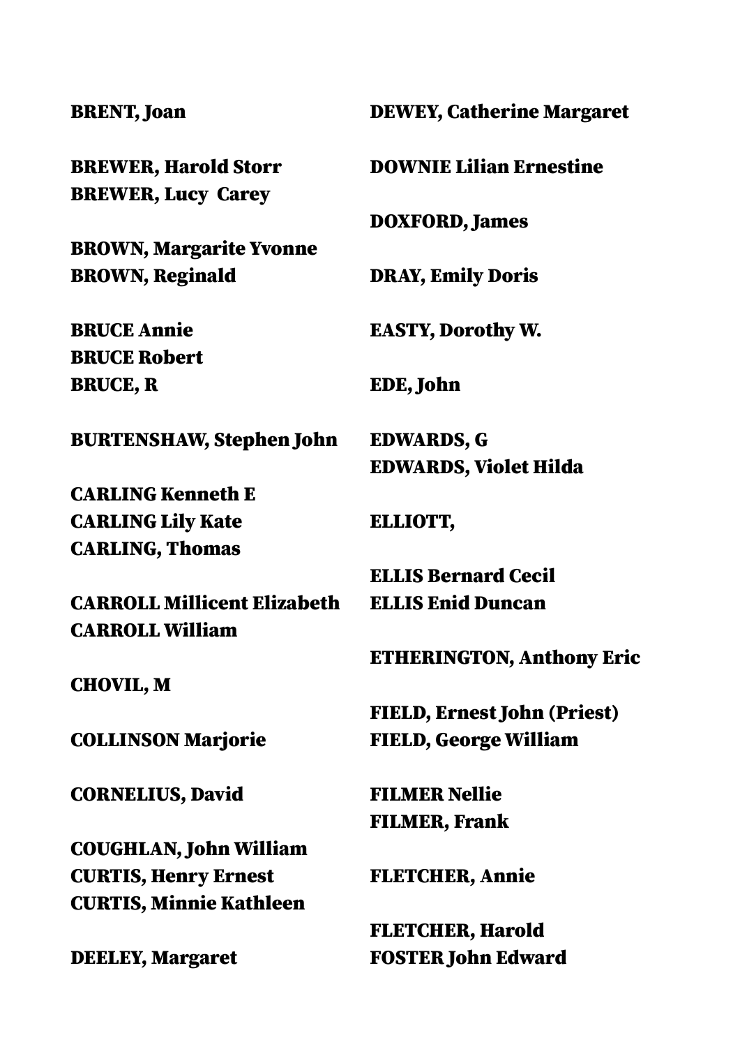**BRENT, Joan**

**BREWER, Harold Storr**
**BREWER, Lucy Carey**

**BROWN, Margarite Yvonne**
**BROWN, Reginald**

**BRUCE Annie**
**BRUCE Robert**
**BRUCE, R**

**BURTENSHAW, Stephen John**

**CARLING Kenneth E**
**CARLING Lily Kate**
**CARLING, Thomas**

**CARROLL Millicent Elizabeth**
**CARROLL William**

**CHOVIL, M**

**COLLINSON Marjorie**

**CORNELIUS, David**

**COUGHLAN, John William**
**CURTIS, Henry Ernest**
**CURTIS, Minnie Kathleen**

**DEELEY, Margaret**

**DEWEY, Catherine Margaret**

**DOWNIE Lilian Ernestine**

**DOXFORD, James**

**DRAY, Emily Doris**

**EASTY, Dorothy W.**

**EDE, John**

**EDWARDS, G**
**EDWARDS, Violet Hilda**

**ELLIOTT,**

**ELLIS Bernard Cecil**
**ELLIS Enid Duncan**

**ETHERINGTON, Anthony Eric**

**FIELD, Ernest John (Priest)**
**FIELD, George William**

**FILMER Nellie**
**FILMER, Frank**

**FLETCHER, Annie**

**FLETCHER, Harold**
**FOSTER John Edward**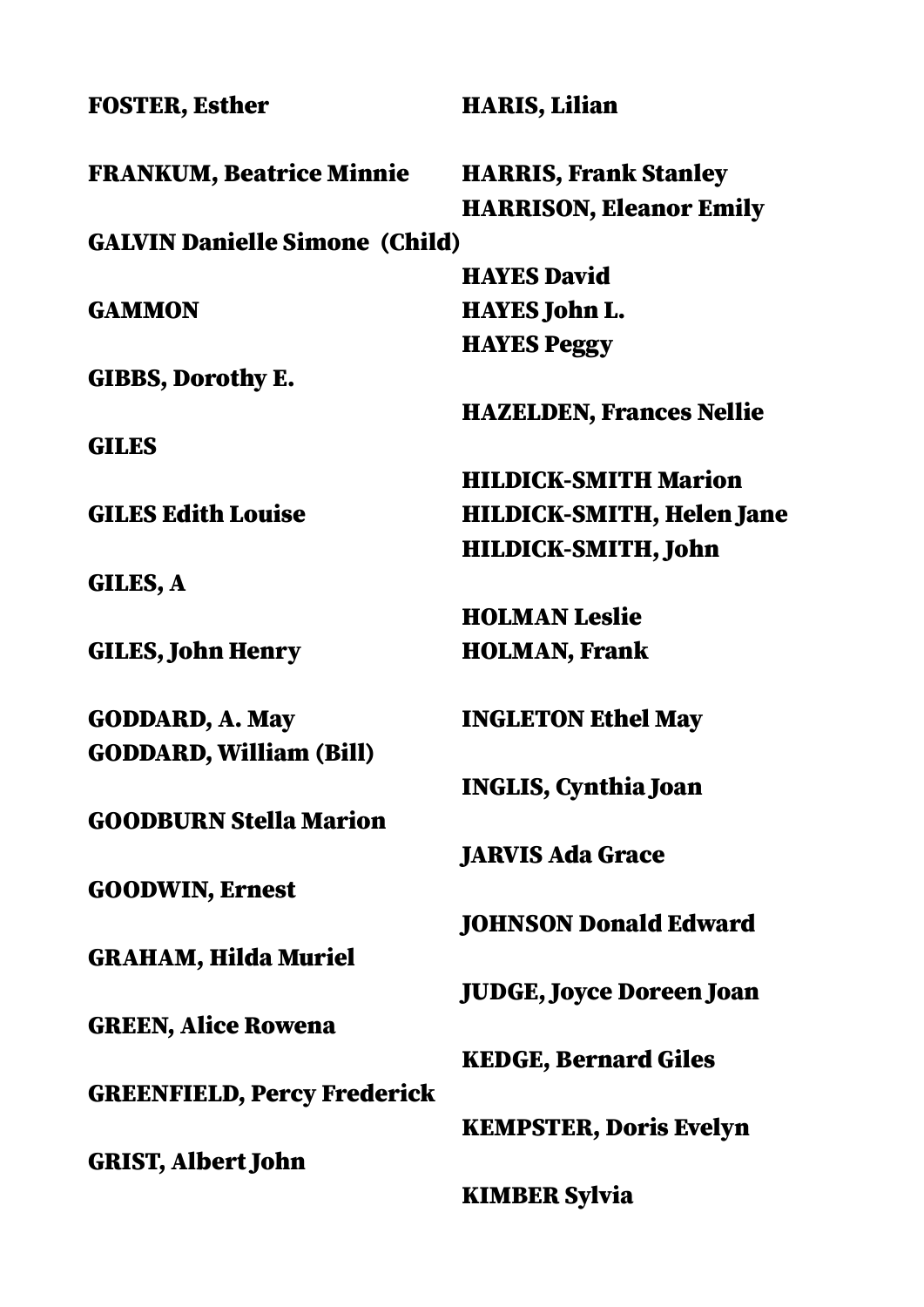**FOSTER, Esther**

**FRANKUM, Beatrice Minnie**

**GALVIN Danielle Simone (Child)**

**GAMMON**

**GIBBS, Dorothy E.**

**GILES**

**GILES Edith Louise**

**GILES, A**

**GILES, John Henry**

**GODDARD, A. May**
**GODDARD, William (Bill)**

**GOODBURN Stella Marion**

**GOODWIN, Ernest**

**GRAHAM, Hilda Muriel**

**GREEN, Alice Rowena**

**GREENFIELD, Percy Frederick**

**GRIST, Albert John**

**HARIS, Lilian**

**HARRIS, Frank Stanley**
**HARRISON, Eleanor Emily**

**HAYES David**
**HAYES John L.**
**HAYES Peggy**

**HAZELDEN, Frances Nellie**

**HILDICK-SMITH Marion**
**HILDICK-SMITH, Helen Jane**
**HILDICK-SMITH, John**

**HOLMAN Leslie**
**HOLMAN, Frank**

**INGLETON Ethel May**

**INGLIS, Cynthia Joan**

**JARVIS Ada Grace**

**JOHNSON Donald Edward**

**JUDGE, Joyce Doreen Joan**

**KEDGE, Bernard Giles**

**KEMPSTER, Doris Evelyn**

**KIMBER Sylvia**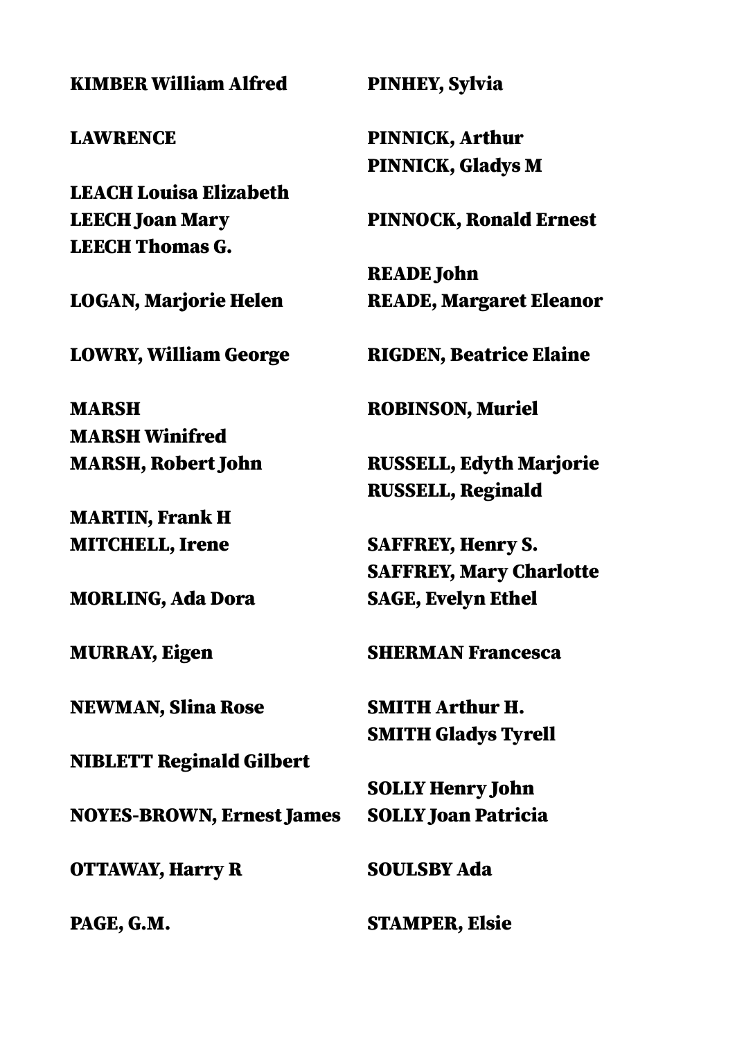**KIMBER William Alfred**

**LAWRENCE**

**LEACH Louisa Elizabeth**
**LEECH Joan Mary**
**LEECH Thomas G.**

**LOGAN, Marjorie Helen**

**LOWRY, William George**

**MARSH**
**MARSH Winifred**
**MARSH, Robert John**

**MARTIN, Frank H**
**MITCHELL, Irene**

**MORLING, Ada Dora**

**MURRAY, Eigen**

**NEWMAN, Slina Rose**

**NIBLETT Reginald Gilbert**

**NOYES-BROWN, Ernest James**

**OTTAWAY, Harry R**

**PAGE, G.M.**

**PINHEY, Sylvia**

**PINNICK, Arthur**
**PINNICK, Gladys M**

**PINNOCK, Ronald Ernest**

**READE John**
**READE, Margaret Eleanor**

**RIGDEN, Beatrice Elaine**

**ROBINSON, Muriel**

**RUSSELL, Edyth Marjorie**
**RUSSELL, Reginald**

**SAFFREY, Henry S.**
**SAFFREY, Mary Charlotte**
**SAGE, Evelyn Ethel**

**SHERMAN Francesca**

**SMITH Arthur H.**
**SMITH Gladys Tyrell**

**SOLLY Henry John**
**SOLLY Joan Patricia**

**SOULSBY Ada**

**STAMPER, Elsie**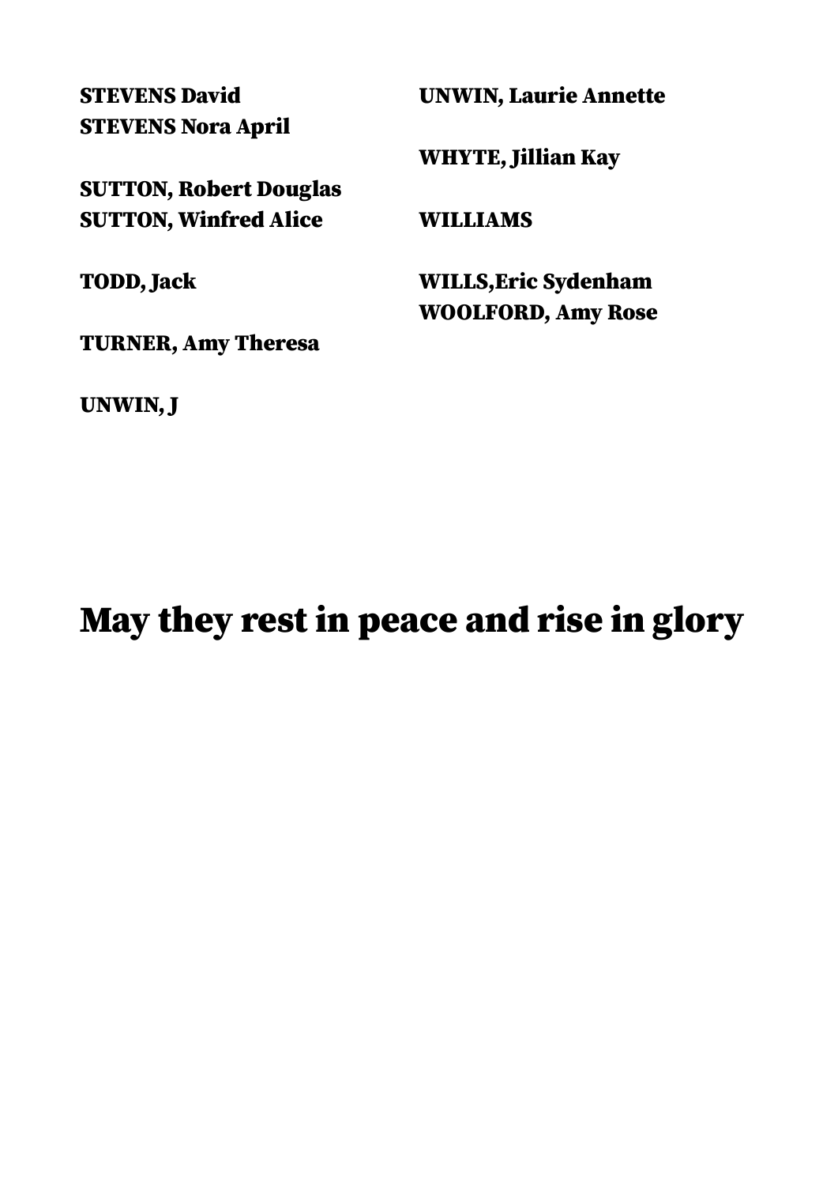**STEVENS David**
**STEVENS Nora April**

**SUTTON, Robert Douglas**
**SUTTON, Winfred Alice**

**TODD, Jack**

**TURNER, Amy Theresa**

**UNWIN, J**

**UNWIN, Laurie Annette**

**WHYTE, Jillian Kay**

**WILLIAMS**

**WILLS,Eric Sydenham**
**WOOLFORD, Amy Rose**

# May they rest in peace and rise in glory